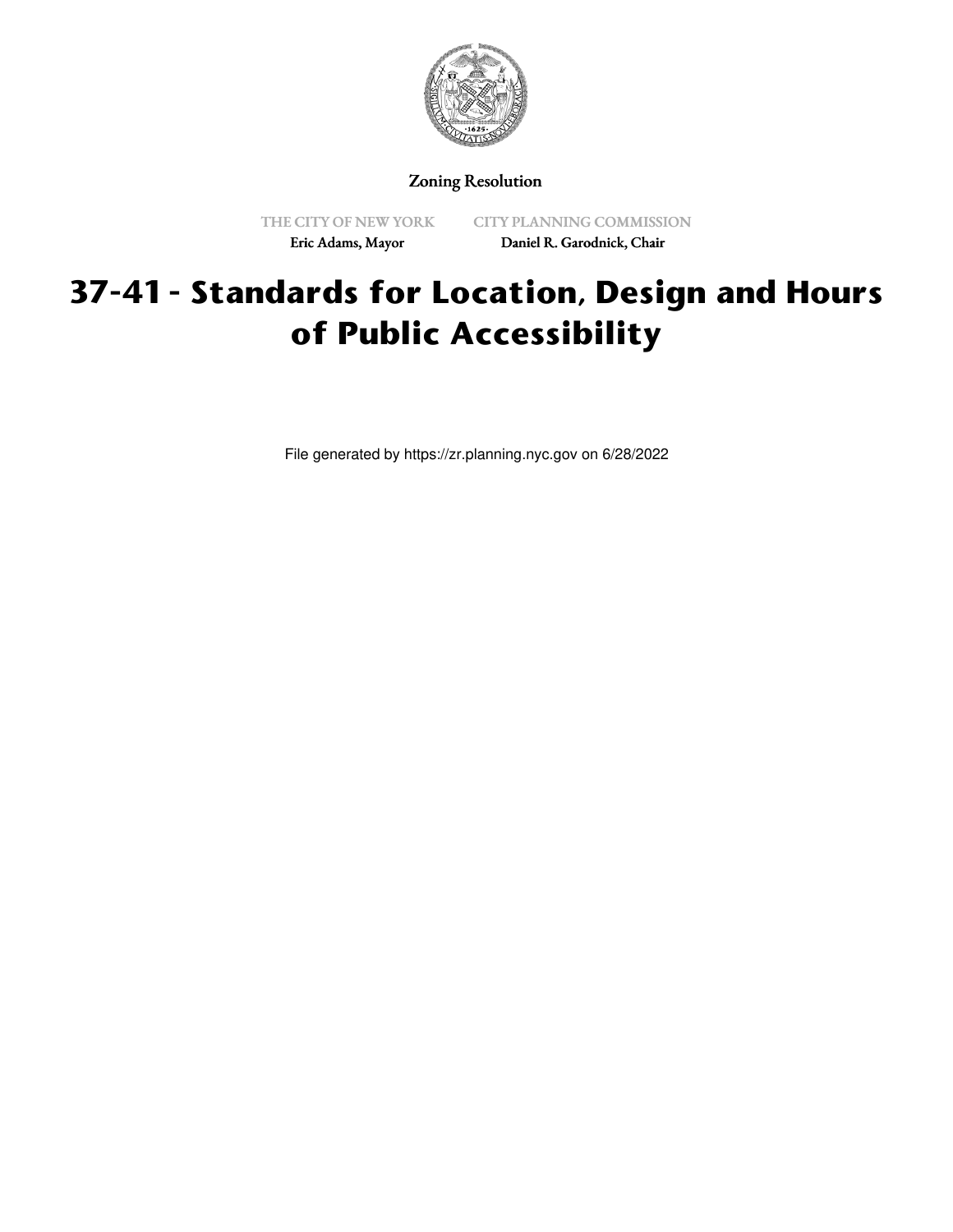Zoning Resolution

THE CITY OF NEW YORK
Eric Adams, Mayor

CITY PLANNING COMMISSION
Daniel R. Garodnick, Chair

# 37-41 - Standards for Location, Design and Hours of Public Accessibility

File generated by https://zr.planning.nyc.gov on 6/28/2022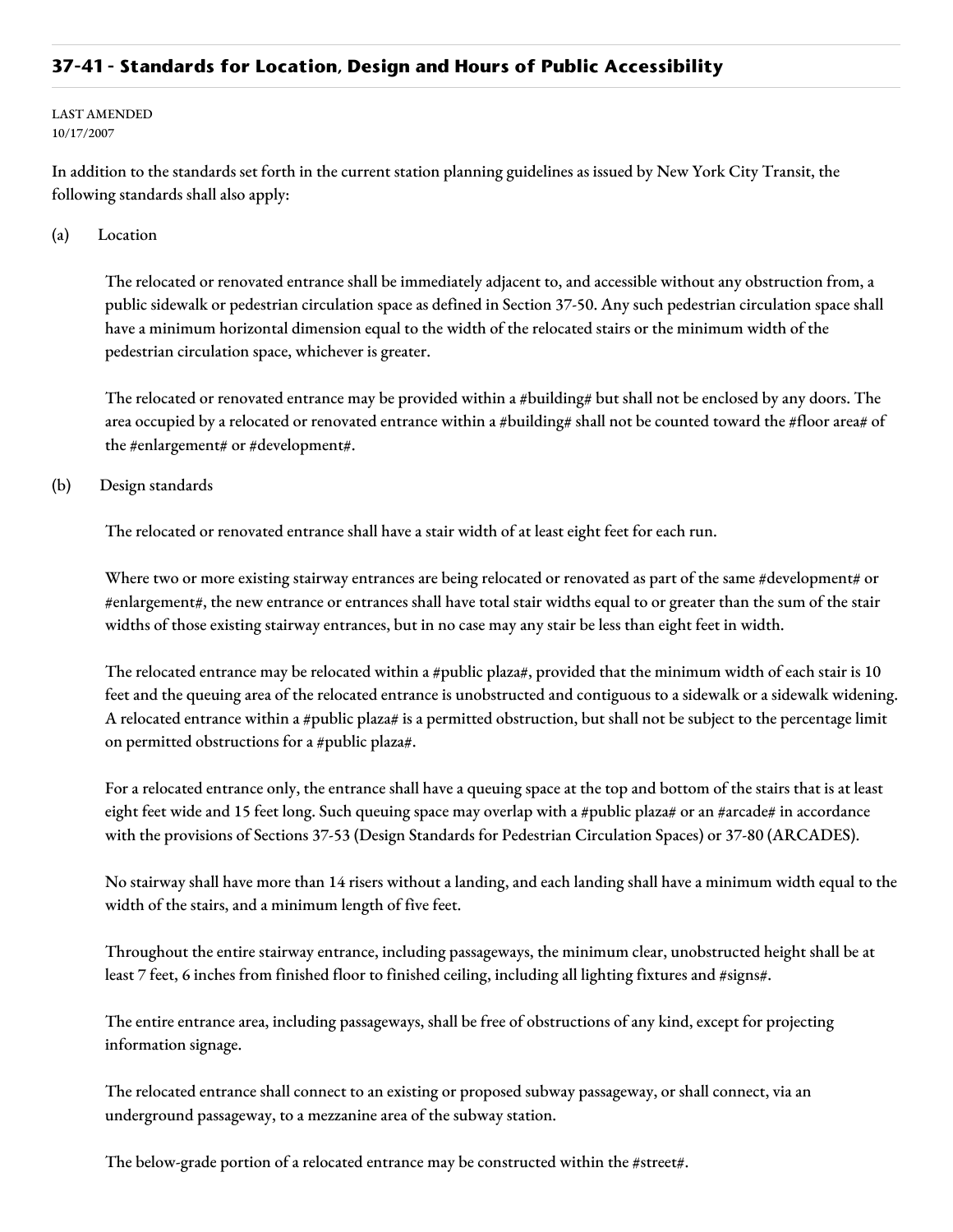## 37-41 - Standards for Location, Design and Hours of Public Accessibility

LAST AMENDED
10/17/2007

In addition to the standards set forth in the current station planning guidelines as issued by New York City Transit, the following standards shall also apply:

(a) Location

The relocated or renovated entrance shall be immediately adjacent to, and accessible without any obstruction from, a public sidewalk or pedestrian circulation space as defined in Section 37-50. Any such pedestrian circulation space shall have a minimum horizontal dimension equal to the width of the relocated stairs or the minimum width of the pedestrian circulation space, whichever is greater.

The relocated or renovated entrance may be provided within a #building# but shall not be enclosed by any doors. The area occupied by a relocated or renovated entrance within a #building# shall not be counted toward the #floor area# of the #enlargement# or #development#.

(b) Design standards

The relocated or renovated entrance shall have a stair width of at least eight feet for each run.

Where two or more existing stairway entrances are being relocated or renovated as part of the same #development# or #enlargement#, the new entrance or entrances shall have total stair widths equal to or greater than the sum of the stair widths of those existing stairway entrances, but in no case may any stair be less than eight feet in width.

The relocated entrance may be relocated within a #public plaza#, provided that the minimum width of each stair is 10 feet and the queuing area of the relocated entrance is unobstructed and contiguous to a sidewalk or a sidewalk widening. A relocated entrance within a #public plaza# is a permitted obstruction, but shall not be subject to the percentage limit on permitted obstructions for a #public plaza#.

For a relocated entrance only, the entrance shall have a queuing space at the top and bottom of the stairs that is at least eight feet wide and 15 feet long. Such queuing space may overlap with a #public plaza# or an #arcade# in accordance with the provisions of Sections 37-53 (Design Standards for Pedestrian Circulation Spaces) or 37-80 (ARCADES).

No stairway shall have more than 14 risers without a landing, and each landing shall have a minimum width equal to the width of the stairs, and a minimum length of five feet.

Throughout the entire stairway entrance, including passageways, the minimum clear, unobstructed height shall be at least 7 feet, 6 inches from finished floor to finished ceiling, including all lighting fixtures and #signs#.

The entire entrance area, including passageways, shall be free of obstructions of any kind, except for projecting information signage.

The relocated entrance shall connect to an existing or proposed subway passageway, or shall connect, via an underground passageway, to a mezzanine area of the subway station.

The below-grade portion of a relocated entrance may be constructed within the #street#.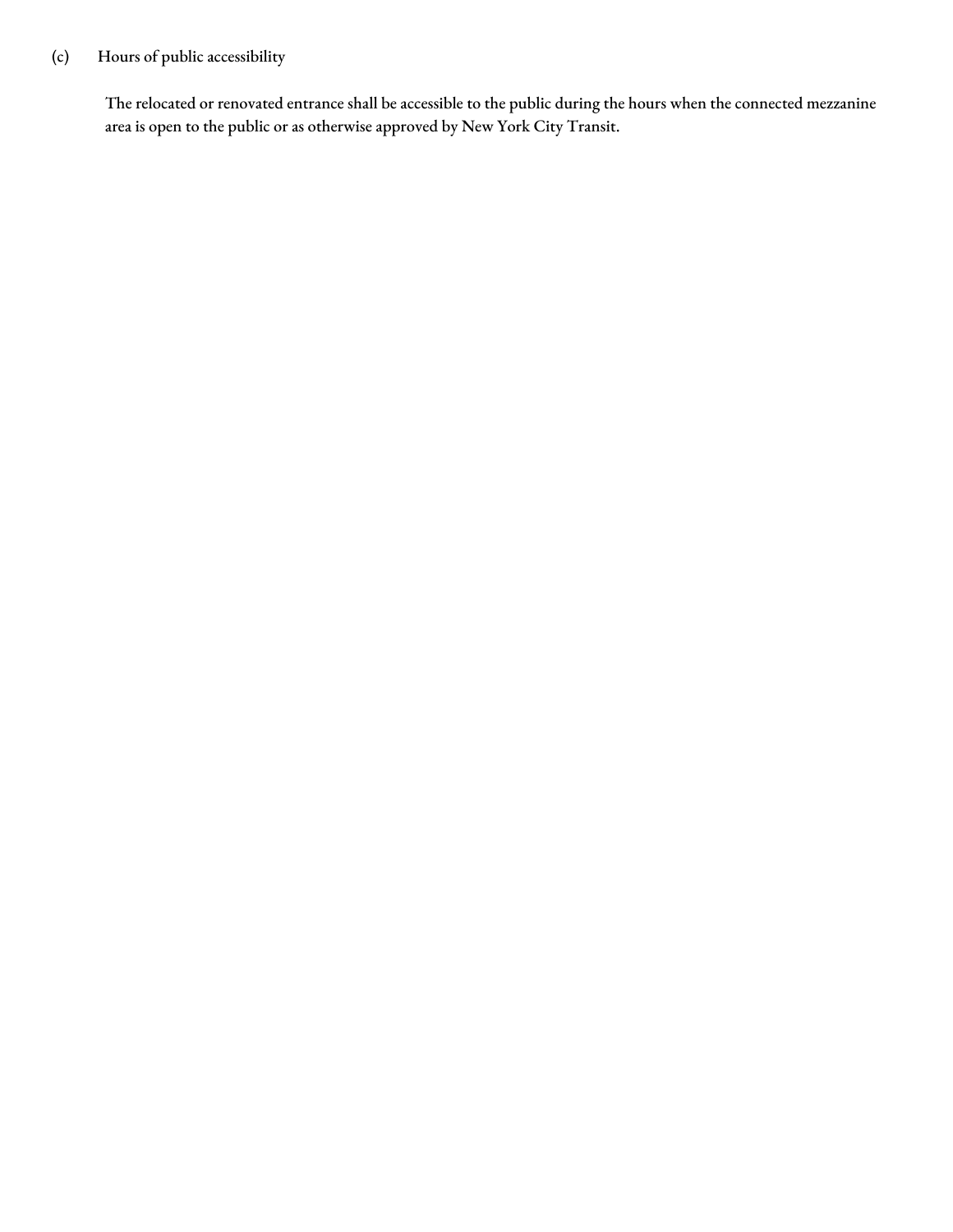(c) Hours of public accessibility

The relocated or renovated entrance shall be accessible to the public during the hours when the connected mezzanine area is open to the public or as otherwise approved by New York City Transit.